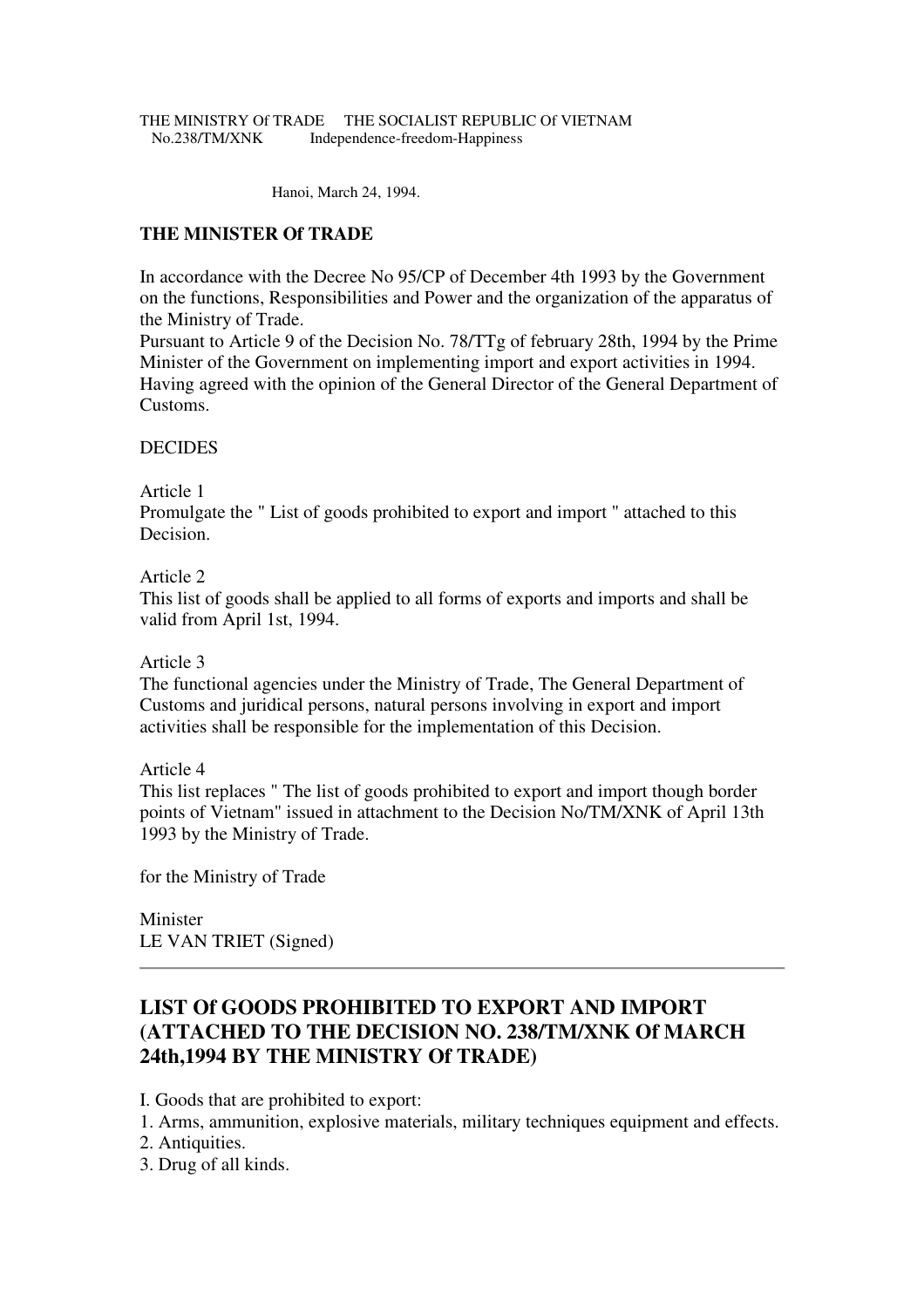THE MINISTRY Of TRADE     THE SOCIALIST REPUBLIC Of VIETNAM
No.238/TM/XNK     Independence-freedom-Happiness

Hanoi, March 24, 1994.

**THE MINISTER Of TRADE**

In accordance with the Decree No 95/CP of December 4th 1993 by the Government on the functions, Responsibilities and Power and the organization of the apparatus of the Ministry of Trade.
Pursuant to Article 9 of the Decision No. 78/TTg of february 28th, 1994 by the Prime Minister of the Government on implementing import and export activities in 1994.
Having agreed with the opinion of the General Director of the General Department of Customs.

DECIDES

Article 1
Promulgate the " List of goods prohibited to export and import " attached to this Decision.

Article 2
This list of goods shall be applied to all forms of exports and imports and shall be valid from April 1st, 1994.

Article 3
The functional agencies under the Ministry of Trade, The General Department of Customs and juridical persons, natural persons involving in export and import activities shall be responsible for the implementation of this Decision.

Article 4
This list replaces " The list of goods prohibited to export and import though border points of Vietnam" issued in attachment to the Decision No/TM/XNK of April 13th 1993 by the Ministry of Trade.

for the Ministry of Trade

Minister
LE VAN TRIET (Signed)

---

## LIST Of GOODS PROHIBITED TO EXPORT AND IMPORT (ATTACHED TO THE DECISION NO. 238/TM/XNK Of MARCH 24th,1994 BY THE MINISTRY Of TRADE)

I. Goods that are prohibited to export:
1. Arms, ammunition, explosive materials, military techniques equipment and effects.
2. Antiquities.
3. Drug of all kinds.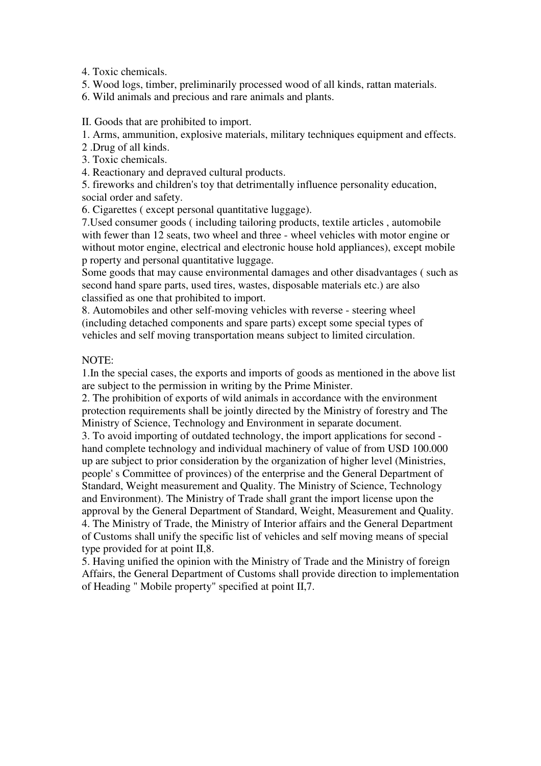4. Toxic chemicals.
5. Wood logs, timber, preliminarily processed wood of all kinds, rattan materials.
6. Wild animals and precious and rare animals and plants.

II. Goods that are prohibited to import.
1. Arms, ammunition, explosive materials, military techniques equipment and effects.
2 .Drug of all kinds.
3. Toxic chemicals.
4. Reactionary and depraved cultural products.
5. fireworks and children's toy that detrimentally influence personality education, social order and safety.
6. Cigarettes ( except personal quantitative luggage).
7.Used consumer goods ( including tailoring products, textile articles , automobile with fewer than 12 seats, two wheel and three - wheel vehicles with motor engine or without motor engine, electrical and electronic house hold appliances), except mobile p roperty and personal quantitative luggage.
Some goods that may cause environmental damages and other disadvantages ( such as second hand spare parts, used tires, wastes, disposable materials etc.) are also classified as one that prohibited to import.
8. Automobiles and other self-moving vehicles with reverse - steering wheel (including detached components and spare parts) except some special types of vehicles and self moving transportation means subject to limited circulation.

NOTE:
1.In the special cases, the exports and imports of goods as mentioned in the above list are subject to the permission in writing by the Prime Minister.
2. The prohibition of exports of wild animals in accordance with the environment protection requirements shall be jointly directed by the Ministry of forestry and The Ministry of Science, Technology and Environment in separate document.
3. To avoid importing of outdated technology, the import applications for second - hand complete technology and individual machinery of value of from USD 100.000 up are subject to prior consideration by the organization of higher level (Ministries, people' s Committee of provinces) of the enterprise and the General Department of Standard, Weight measurement and Quality. The Ministry of Science, Technology and Environment). The Ministry of Trade shall grant the import license upon the approval by the General Department of Standard, Weight, Measurement and Quality.
4. The Ministry of Trade, the Ministry of Interior affairs and the General Department of Customs shall unify the specific list of vehicles and self moving means of special type provided for at point II,8.
5. Having unified the opinion with the Ministry of Trade and the Ministry of foreign Affairs, the General Department of Customs shall provide direction to implementation of Heading " Mobile property" specified at point II,7.